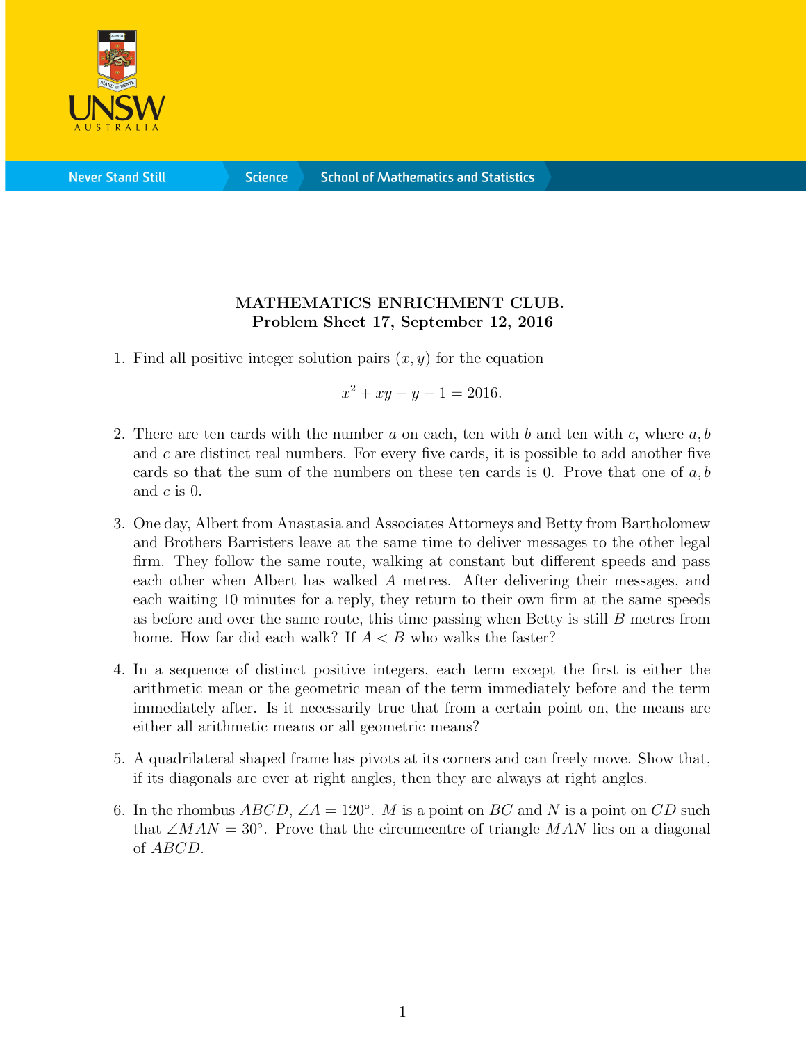**MATHEMATICS ENRICHMENT CLUB.**
**Problem Sheet 17, September 12, 2016**

1. Find all positive integer solution pairs $(x, y)$ for the equation
$$x^2 + xy - y - 1 = 2016.$$

2. There are ten cards with the number $a$ on each, ten with $b$ and ten with $c$, where $a, b$ and $c$ are distinct real numbers. For every five cards, it is possible to add another five cards so that the sum of the numbers on these ten cards is 0. Prove that one of $a, b$ and $c$ is 0.

3. One day, Albert from Anastasia and Associates Attorneys and Betty from Bartholomew and Brothers Barristers leave at the same time to deliver messages to the other legal firm. They follow the same route, walking at constant but different speeds and pass each other when Albert has walked $A$ metres. After delivering their messages, and each waiting 10 minutes for a reply, they return to their own firm at the same speeds as before and over the same route, this time passing when Betty is still $B$ metres from home. How far did each walk? If $A < B$ who walks the faster?

4. In a sequence of distinct positive integers, each term except the first is either the arithmetic mean or the geometric mean of the term immediately before and the term immediately after. Is it necessarily true that from a certain point on, the means are either all arithmetic means or all geometric means?

5. A quadrilateral shaped frame has pivots at its corners and can freely move. Show that, if its diagonals are ever at right angles, then they are always at right angles.

6. In the rhombus $ABCD$, $\angle A = 120°$. $M$ is a point on $BC$ and $N$ is a point on $CD$ such that $\angle MAN = 30°$. Prove that the circumcentre of triangle $MAN$ lies on a diagonal of $ABCD$.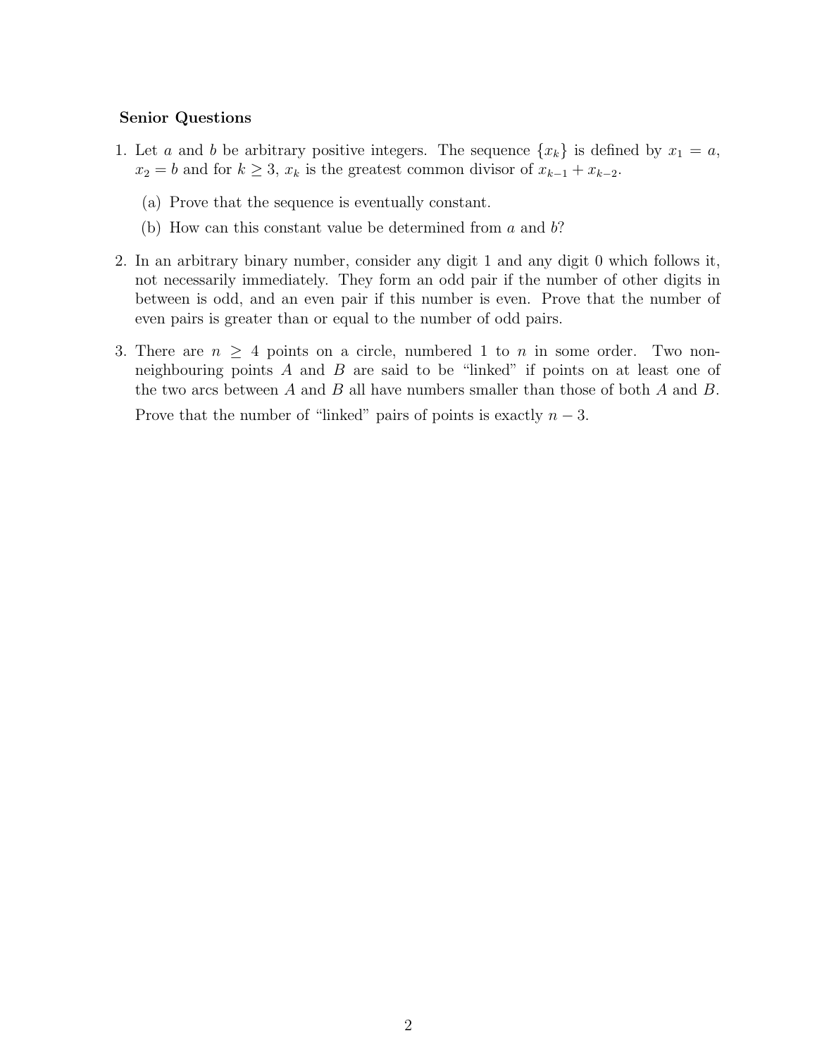**Senior Questions**

1. Let $a$ and $b$ be arbitrary positive integers. The sequence $\{x_k\}$ is defined by $x_1 = a$, $x_2 = b$ and for $k \geq 3$, $x_k$ is the greatest common divisor of $x_{k-1} + x_{k-2}$.

   (a) Prove that the sequence is eventually constant.

   (b) How can this constant value be determined from $a$ and $b$?

2. In an arbitrary binary number, consider any digit 1 and any digit 0 which follows it, not necessarily immediately. They form an odd pair if the number of other digits in between is odd, and an even pair if this number is even. Prove that the number of even pairs is greater than or equal to the number of odd pairs.

3. There are $n \geq 4$ points on a circle, numbered 1 to $n$ in some order. Two non-neighbouring points $A$ and $B$ are said to be "linked" if points on at least one of the two arcs between $A$ and $B$ all have numbers smaller than those of both $A$ and $B$.

   Prove that the number of "linked" pairs of points is exactly $n - 3$.